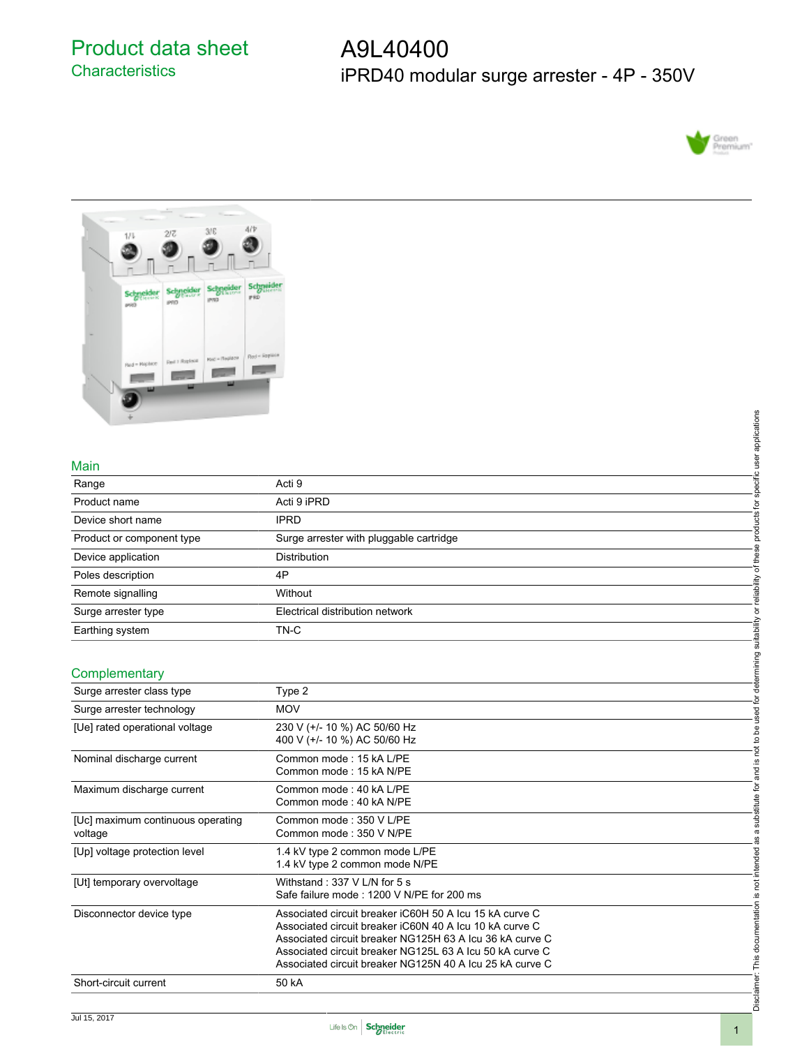# Product data sheet
## Characteristics

# A9L40400
## iPRD40 modular surge arrester - 4P - 350V

### Main

| | |
|---|---|
| Range | Acti 9 |
| Product name | Acti 9 iPRD |
| Device short name | IPRD |
| Product or component type | Surge arrester with pluggable cartridge |
| Device application | Distribution |
| Poles description | 4P |
| Remote signalling | Without |
| Surge arrester type | Electrical distribution network |
| Earthing system | TN-C |

### Complementary

| | |
|---|---|
| Surge arrester class type | Type 2 |
| Surge arrester technology | MOV |
| [Ue] rated operational voltage | 230 V (+/- 10 %) AC 50/60 Hz<br>400 V (+/- 10 %) AC 50/60 Hz |
| Nominal discharge current | Common mode : 15 kA L/PE<br>Common mode : 15 kA N/PE |
| Maximum discharge current | Common mode : 40 kA L/PE<br>Common mode : 40 kA N/PE |
| [Uc] maximum continuous operating voltage | Common mode : 350 V L/PE<br>Common mode : 350 V N/PE |
| [Up] voltage protection level | 1.4 kV type 2 common mode L/PE<br>1.4 kV type 2 common mode N/PE |
| [Ut] temporary overvoltage | Withstand : 337 V L/N for 5 s<br>Safe failure mode : 1200 V N/PE for 200 ms |
| Disconnector device type | Associated circuit breaker iC60H 50 A Icu 15 kA curve C<br>Associated circuit breaker iC60N 40 A Icu 10 kA curve C<br>Associated circuit breaker NG125H 63 A Icu 36 kA curve C<br>Associated circuit breaker NG125L 63 A Icu 50 kA curve C<br>Associated circuit breaker NG125N 40 A Icu 25 kA curve C |
| Short-circuit current | 50 kA |

Disclaimer: This documentation is not intended as a substitute for and is not to be used for determining suitability or reliability of these products for specific user applications

Jul 15, 2017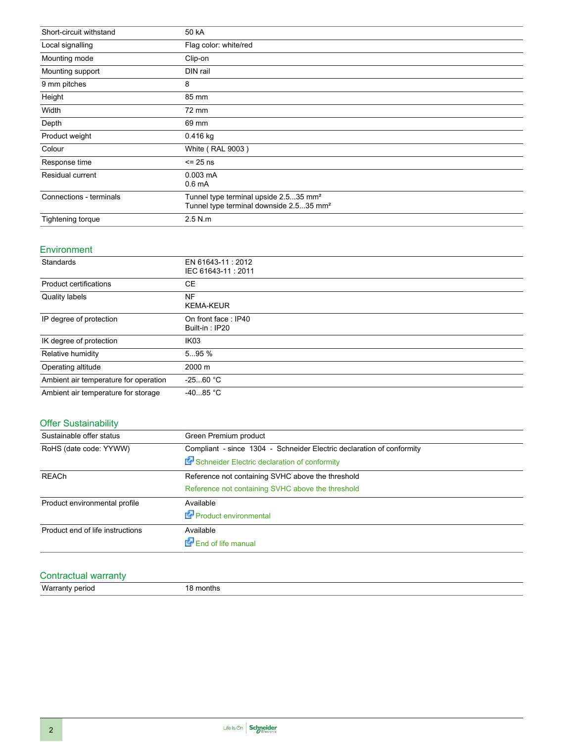| | |
|---|---|
| Short-circuit withstand | 50 kA |
| Local signalling | Flag color: white/red |
| Mounting mode | Clip-on |
| Mounting support | DIN rail |
| 9 mm pitches | 8 |
| Height | 85 mm |
| Width | 72 mm |
| Depth | 69 mm |
| Product weight | 0.416 kg |
| Colour | White ( RAL 9003 ) |
| Response time | <= 25 ns |
| Residual current | 0.003 mA<br>0.6 mA |
| Connections - terminals | Tunnel type terminal upside 2.5...35 mm²<br>Tunnel type terminal downside 2.5...35 mm² |
| Tightening torque | 2.5 N.m |

## Environment

| | |
|---|---|
| Standards | EN 61643-11 : 2012<br>IEC 61643-11 : 2011 |
| Product certifications | CE |
| Quality labels | NF<br>KEMA-KEUR |
| IP degree of protection | On front face : IP40<br>Built-in : IP20 |
| IK degree of protection | IK03 |
| Relative humidity | 5...95 % |
| Operating altitude | 2000 m |
| Ambient air temperature for operation | -25...60 °C |
| Ambient air temperature for storage | -40...85 °C |

## Offer Sustainability

| | |
|---|---|
| Sustainable offer status | Green Premium product |
| RoHS (date code: YYWW) | Compliant - since 1304 - Schneider Electric declaration of conformity<br>Schneider Electric declaration of conformity |
| REACh | Reference not containing SVHC above the threshold<br>Reference not containing SVHC above the threshold |
| Product environmental profile | Available<br>Product environmental |
| Product end of life instructions | Available<br>End of life manual |

## Contractual warranty

| | |
|---|---|
| Warranty period | 18 months |